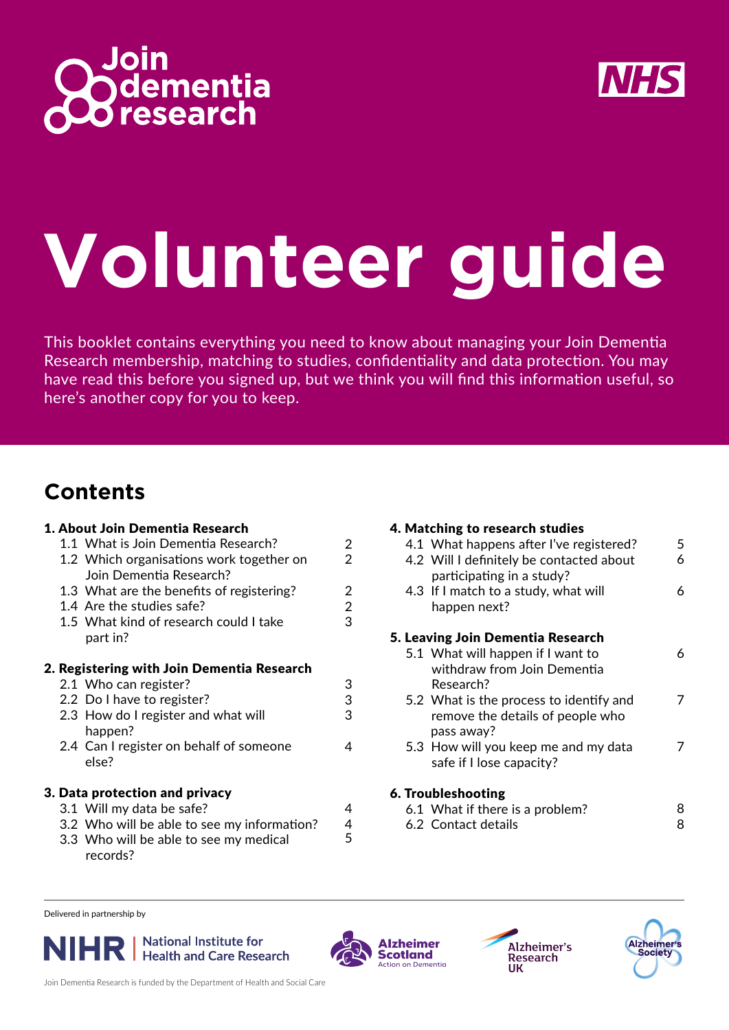Join dementia research

NHS

# Volunteer guide

This booklet contains everything you need to know about managing your Join Dementia Research membership, matching to studies, confidentiality and data protection. You may have read this before you signed up, but we think you will find this information useful, so here's another copy for you to keep.

## Contents

**1. About Join Dementia Research**

| | |
|---|---|
| 1.1 What is Join Dementia Research? | 2 |
| 1.2 Which organisations work together on Join Dementia Research? | 2 |
| 1.3 What are the benefits of registering? | 2 |
| 1.4 Are the studies safe? | 2 |
| 1.5 What kind of research could I take part in? | 3 |

**2. Registering with Join Dementia Research**

| | |
|---|---|
| 2.1 Who can register? | 3 |
| 2.2 Do I have to register? | 3 |
| 2.3 How do I register and what will happen? | 3 |
| 2.4 Can I register on behalf of someone else? | 4 |

**3. Data protection and privacy**

| | |
|---|---|
| 3.1 Will my data be safe? | 4 |
| 3.2 Who will be able to see my information? | 4 |
| 3.3 Who will be able to see my medical records? | 5 |

**4. Matching to research studies**

| | |
|---|---|
| 4.1 What happens after I've registered? | 5 |
| 4.2 Will I definitely be contacted about participating in a study? | 6 |
| 4.3 If I match to a study, what will happen next? | 6 |

**5. Leaving Join Dementia Research**

| | |
|---|---|
| 5.1 What will happen if I want to withdraw from Join Dementia Research? | 6 |
| 5.2 What is the process to identify and remove the details of people who pass away? | 7 |
| 5.3 How will you keep me and my data safe if I lose capacity? | 7 |

**6. Troubleshooting**

| | |
|---|---|
| 6.1 What if there is a problem? | 8 |
| 6.2 Contact details | 8 |

Delivered in partnership by

NIHR | National Institute for Health and Care Research

Alzheimer Scotland – Action on Dementia

Alzheimer's Research UK

Alzheimer's Society

Join Dementia Research is funded by the Department of Health and Social Care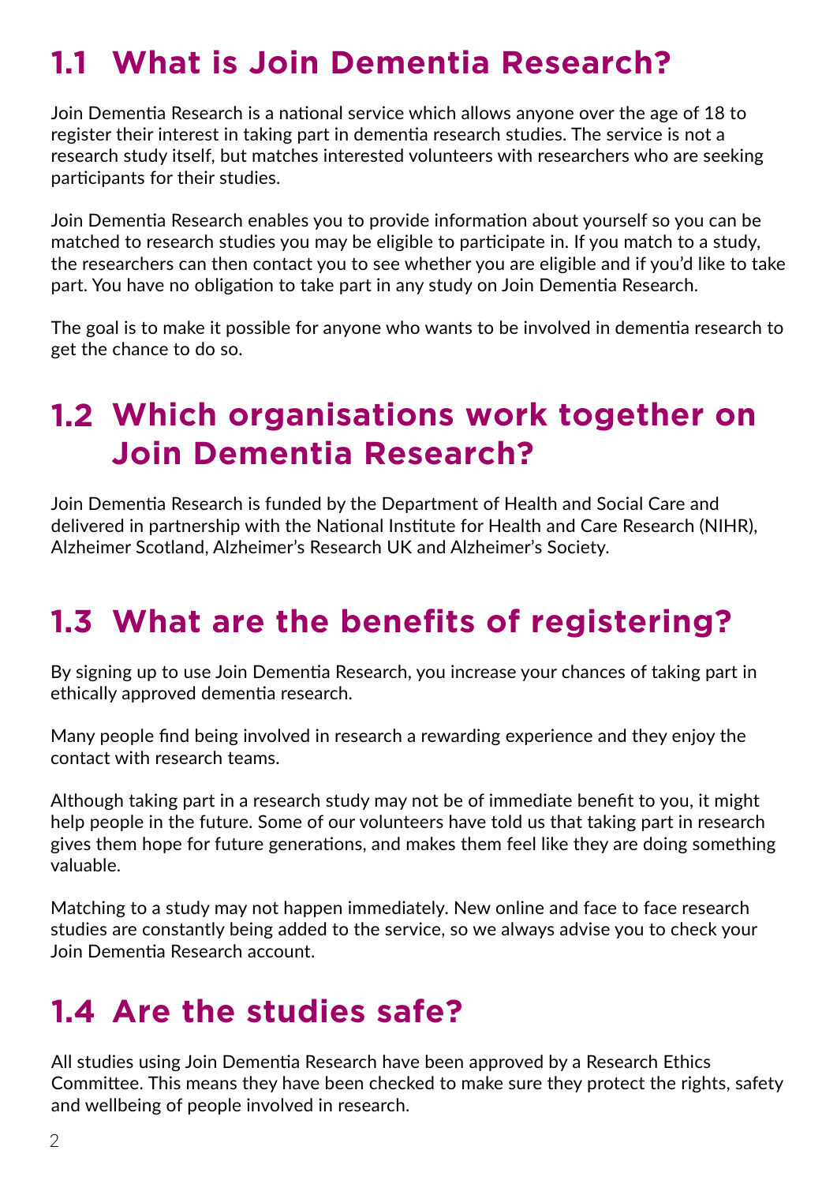## 1.1 What is Join Dementia Research?

Join Dementia Research is a national service which allows anyone over the age of 18 to register their interest in taking part in dementia research studies. The service is not a research study itself, but matches interested volunteers with researchers who are seeking participants for their studies.

Join Dementia Research enables you to provide information about yourself so you can be matched to research studies you may be eligible to participate in. If you match to a study, the researchers can then contact you to see whether you are eligible and if you'd like to take part. You have no obligation to take part in any study on Join Dementia Research.

The goal is to make it possible for anyone who wants to be involved in dementia research to get the chance to do so.

## 1.2 Which organisations work together on Join Dementia Research?

Join Dementia Research is funded by the Department of Health and Social Care and delivered in partnership with the National Institute for Health and Care Research (NIHR), Alzheimer Scotland, Alzheimer's Research UK and Alzheimer's Society.

## 1.3 What are the benefits of registering?

By signing up to use Join Dementia Research, you increase your chances of taking part in ethically approved dementia research.

Many people find being involved in research a rewarding experience and they enjoy the contact with research teams.

Although taking part in a research study may not be of immediate benefit to you, it might help people in the future. Some of our volunteers have told us that taking part in research gives them hope for future generations, and makes them feel like they are doing something valuable.

Matching to a study may not happen immediately. New online and face to face research studies are constantly being added to the service, so we always advise you to check your Join Dementia Research account.

## 1.4 Are the studies safe?

All studies using Join Dementia Research have been approved by a Research Ethics Committee. This means they have been checked to make sure they protect the rights, safety and wellbeing of people involved in research.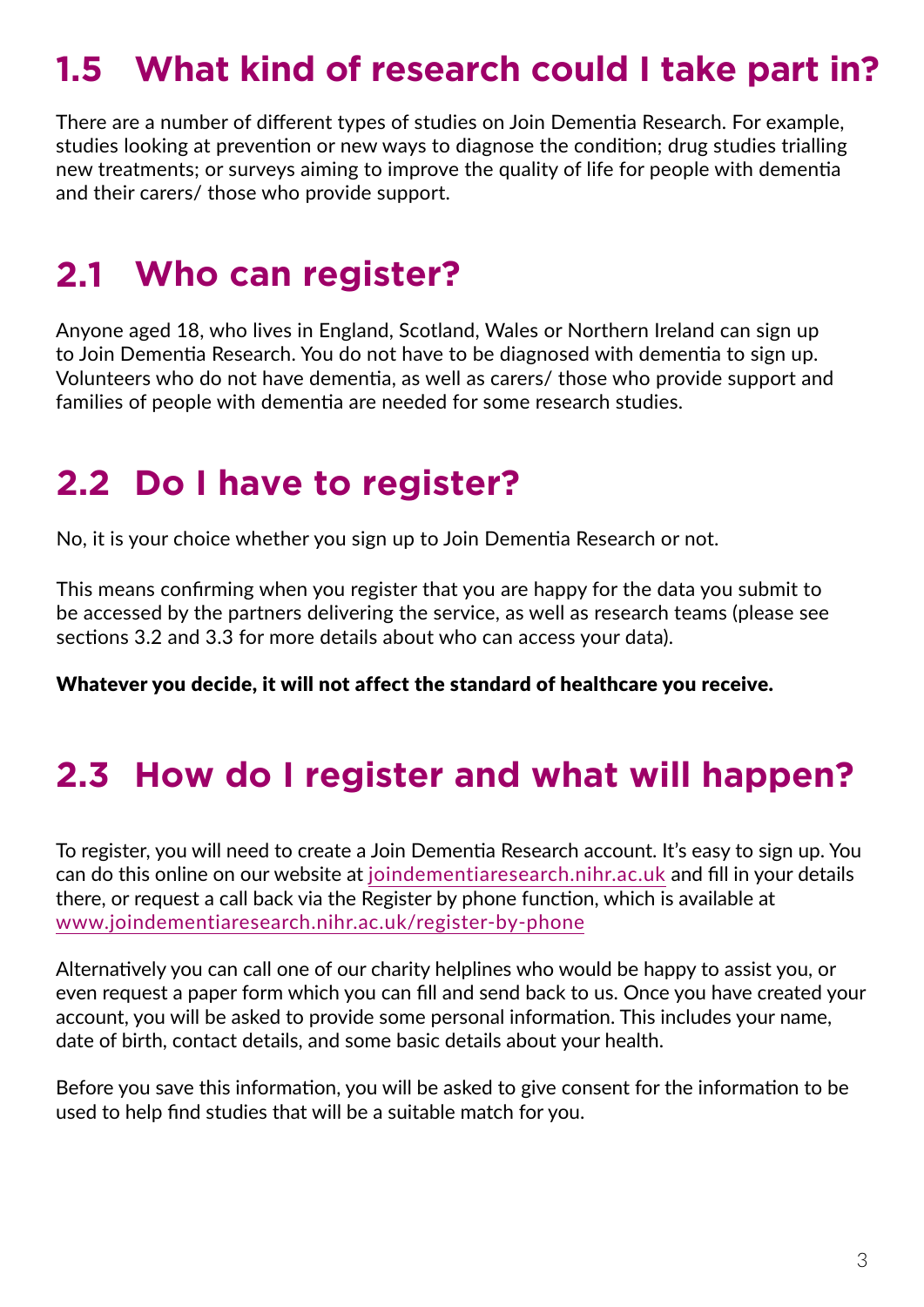## 1.5 What kind of research could I take part in?

There are a number of different types of studies on Join Dementia Research. For example, studies looking at prevention or new ways to diagnose the condition; drug studies trialling new treatments; or surveys aiming to improve the quality of life for people with dementia and their carers/ those who provide support.

## 2.1 Who can register?

Anyone aged 18, who lives in England, Scotland, Wales or Northern Ireland can sign up to Join Dementia Research. You do not have to be diagnosed with dementia to sign up. Volunteers who do not have dementia, as well as carers/ those who provide support and families of people with dementia are needed for some research studies.

## 2.2 Do I have to register?

No, it is your choice whether you sign up to Join Dementia Research or not.

This means confirming when you register that you are happy for the data you submit to be accessed by the partners delivering the service, as well as research teams (please see sections 3.2 and 3.3 for more details about who can access your data).

**Whatever you decide, it will not affect the standard of healthcare you receive.**

## 2.3 How do I register and what will happen?

To register, you will need to create a Join Dementia Research account. It's easy to sign up. You can do this online on our website at joindementiaresearch.nihr.ac.uk and fill in your details there, or request a call back via the Register by phone function, which is available at www.joindementiaresearch.nihr.ac.uk/register-by-phone

Alternatively you can call one of our charity helplines who would be happy to assist you, or even request a paper form which you can fill and send back to us. Once you have created your account, you will be asked to provide some personal information. This includes your name, date of birth, contact details, and some basic details about your health.

Before you save this information, you will be asked to give consent for the information to be used to help find studies that will be a suitable match for you.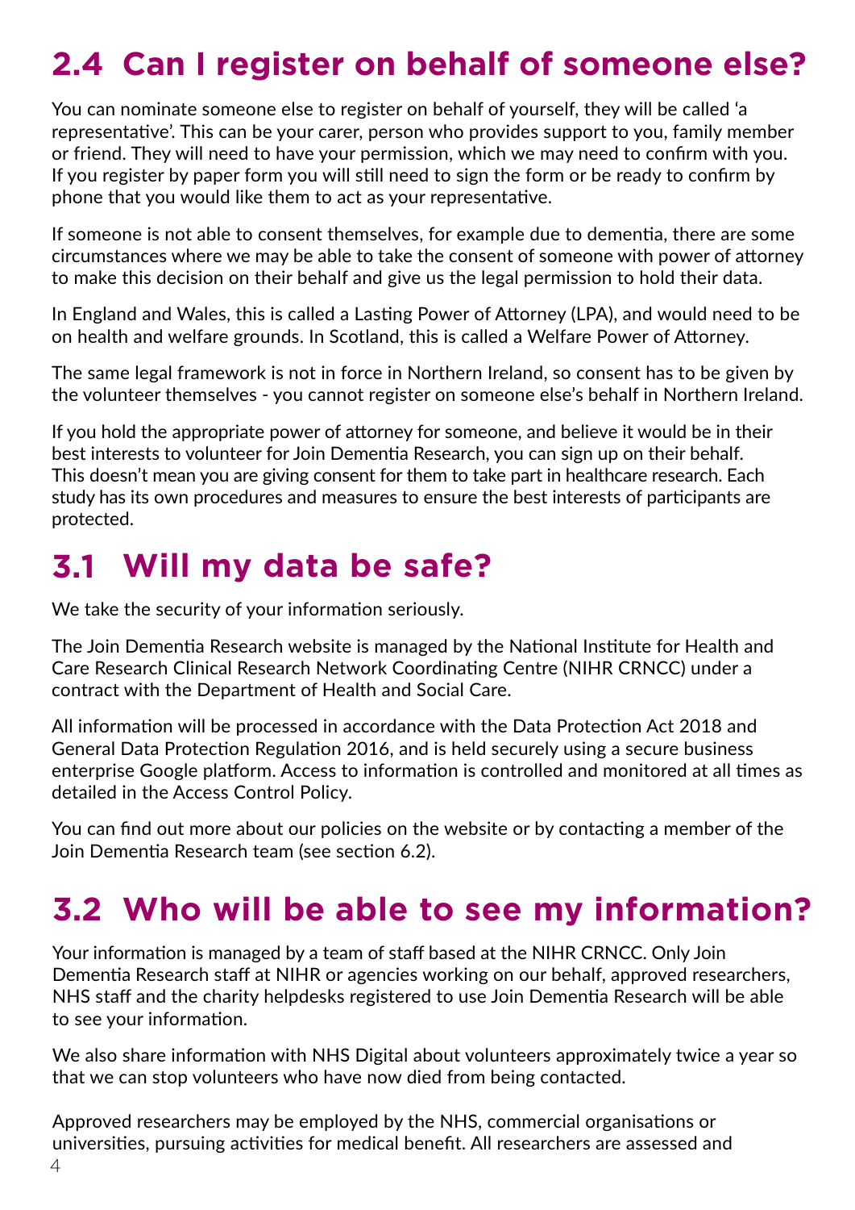## 2.4 Can I register on behalf of someone else?

You can nominate someone else to register on behalf of yourself, they will be called 'a representative'. This can be your carer, person who provides support to you, family member or friend. They will need to have your permission, which we may need to confirm with you. If you register by paper form you will still need to sign the form or be ready to confirm by phone that you would like them to act as your representative.

If someone is not able to consent themselves, for example due to dementia, there are some circumstances where we may be able to take the consent of someone with power of attorney to make this decision on their behalf and give us the legal permission to hold their data.

In England and Wales, this is called a Lasting Power of Attorney (LPA), and would need to be on health and welfare grounds. In Scotland, this is called a Welfare Power of Attorney.

The same legal framework is not in force in Northern Ireland, so consent has to be given by the volunteer themselves - you cannot register on someone else's behalf in Northern Ireland.

If you hold the appropriate power of attorney for someone, and believe it would be in their best interests to volunteer for Join Dementia Research, you can sign up on their behalf. This doesn't mean you are giving consent for them to take part in healthcare research. Each study has its own procedures and measures to ensure the best interests of participants are protected.

## 3.1 Will my data be safe?

We take the security of your information seriously.

The Join Dementia Research website is managed by the National Institute for Health and Care Research Clinical Research Network Coordinating Centre (NIHR CRNCC) under a contract with the Department of Health and Social Care.

All information will be processed in accordance with the Data Protection Act 2018 and General Data Protection Regulation 2016, and is held securely using a secure business enterprise Google platform. Access to information is controlled and monitored at all times as detailed in the Access Control Policy.

You can find out more about our policies on the website or by contacting a member of the Join Dementia Research team (see section 6.2).

## 3.2 Who will be able to see my information?

Your information is managed by a team of staff based at the NIHR CRNCC. Only Join Dementia Research staff at NIHR or agencies working on our behalf, approved researchers, NHS staff and the charity helpdesks registered to use Join Dementia Research will be able to see your information.

We also share information with NHS Digital about volunteers approximately twice a year so that we can stop volunteers who have now died from being contacted.

Approved researchers may be employed by the NHS, commercial organisations or universities, pursuing activities for medical benefit. All researchers are assessed and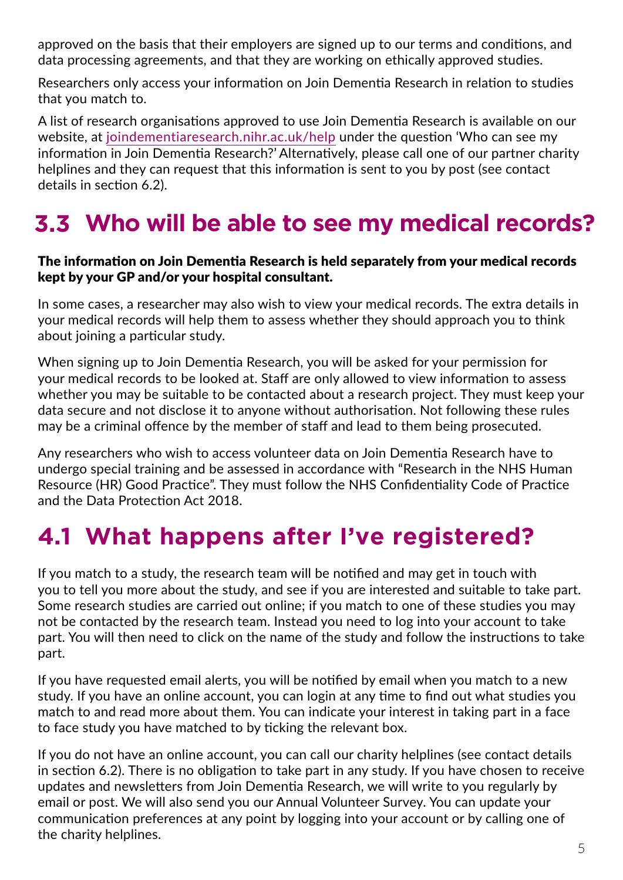approved on the basis that their employers are signed up to our terms and conditions, and data processing agreements, and that they are working on ethically approved studies.

Researchers only access your information on Join Dementia Research in relation to studies that you match to.

A list of research organisations approved to use Join Dementia Research is available on our website, at joindementiaresearch.nihr.ac.uk/help under the question 'Who can see my information in Join Dementia Research?' Alternatively, please call one of our partner charity helplines and they can request that this information is sent to you by post (see contact details in section 6.2).

## 3.3 Who will be able to see my medical records?

**The information on Join Dementia Research is held separately from your medical records kept by your GP and/or your hospital consultant.**

In some cases, a researcher may also wish to view your medical records. The extra details in your medical records will help them to assess whether they should approach you to think about joining a particular study.

When signing up to Join Dementia Research, you will be asked for your permission for your medical records to be looked at. Staff are only allowed to view information to assess whether you may be suitable to be contacted about a research project. They must keep your data secure and not disclose it to anyone without authorisation. Not following these rules may be a criminal offence by the member of staff and lead to them being prosecuted.

Any researchers who wish to access volunteer data on Join Dementia Research have to undergo special training and be assessed in accordance with "Research in the NHS Human Resource (HR) Good Practice". They must follow the NHS Confidentiality Code of Practice and the Data Protection Act 2018.

## 4.1 What happens after I've registered?

If you match to a study, the research team will be notified and may get in touch with you to tell you more about the study, and see if you are interested and suitable to take part. Some research studies are carried out online; if you match to one of these studies you may not be contacted by the research team. Instead you need to log into your account to take part. You will then need to click on the name of the study and follow the instructions to take part.

If you have requested email alerts, you will be notified by email when you match to a new study. If you have an online account, you can login at any time to find out what studies you match to and read more about them. You can indicate your interest in taking part in a face to face study you have matched to by ticking the relevant box.

If you do not have an online account, you can call our charity helplines (see contact details in section 6.2). There is no obligation to take part in any study. If you have chosen to receive updates and newsletters from Join Dementia Research, we will write to you regularly by email or post. We will also send you our Annual Volunteer Survey. You can update your communication preferences at any point by logging into your account or by calling one of the charity helplines.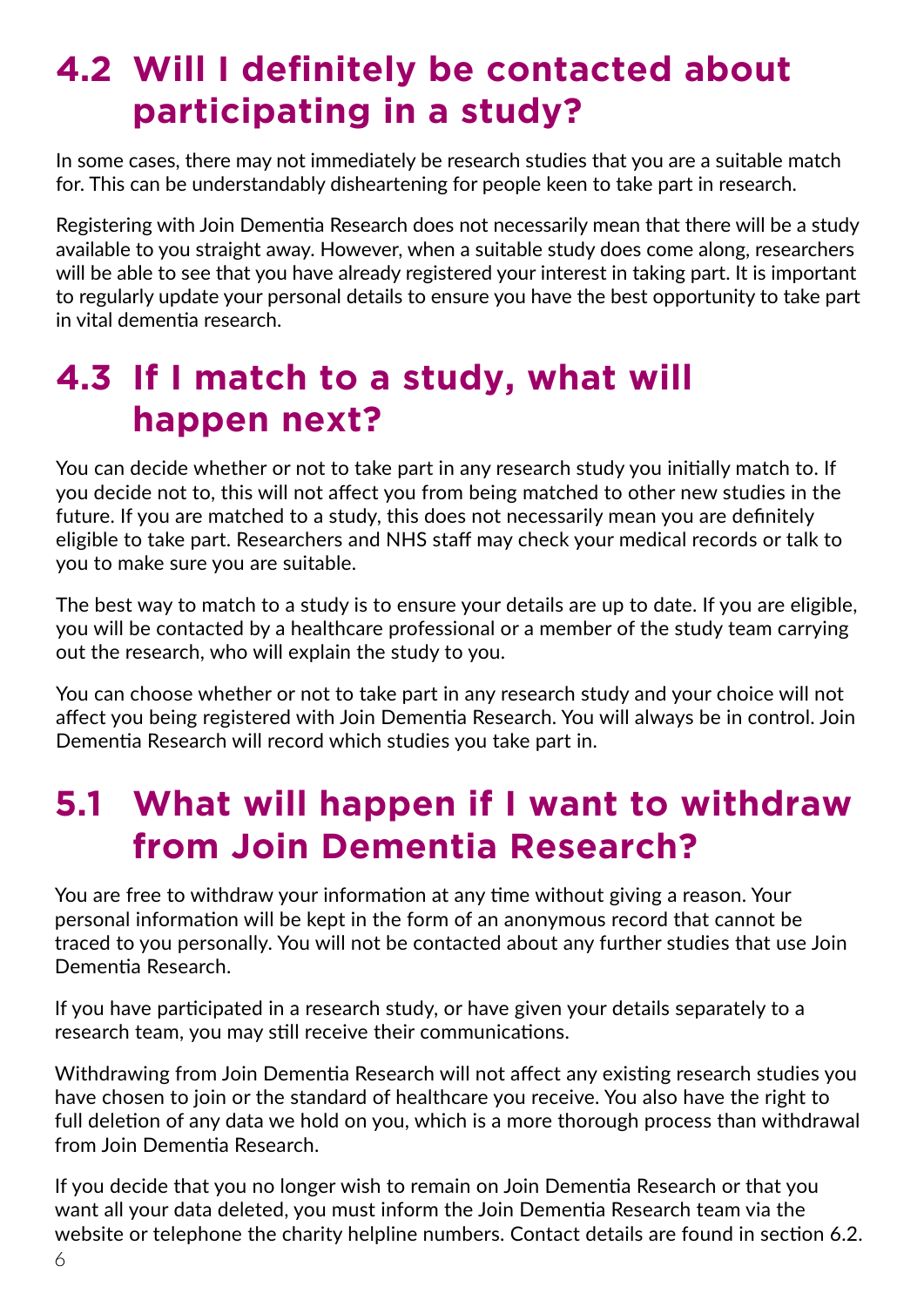## 4.2 Will I definitely be contacted about participating in a study?

In some cases, there may not immediately be research studies that you are a suitable match for. This can be understandably disheartening for people keen to take part in research.

Registering with Join Dementia Research does not necessarily mean that there will be a study available to you straight away. However, when a suitable study does come along, researchers will be able to see that you have already registered your interest in taking part. It is important to regularly update your personal details to ensure you have the best opportunity to take part in vital dementia research.

## 4.3 If I match to a study, what will happen next?

You can decide whether or not to take part in any research study you initially match to. If you decide not to, this will not affect you from being matched to other new studies in the future. If you are matched to a study, this does not necessarily mean you are definitely eligible to take part. Researchers and NHS staff may check your medical records or talk to you to make sure you are suitable.

The best way to match to a study is to ensure your details are up to date. If you are eligible, you will be contacted by a healthcare professional or a member of the study team carrying out the research, who will explain the study to you.

You can choose whether or not to take part in any research study and your choice will not affect you being registered with Join Dementia Research. You will always be in control. Join Dementia Research will record which studies you take part in.

## 5.1 What will happen if I want to withdraw from Join Dementia Research?

You are free to withdraw your information at any time without giving a reason. Your personal information will be kept in the form of an anonymous record that cannot be traced to you personally. You will not be contacted about any further studies that use Join Dementia Research.

If you have participated in a research study, or have given your details separately to a research team, you may still receive their communications.

Withdrawing from Join Dementia Research will not affect any existing research studies you have chosen to join or the standard of healthcare you receive. You also have the right to full deletion of any data we hold on you, which is a more thorough process than withdrawal from Join Dementia Research.

If you decide that you no longer wish to remain on Join Dementia Research or that you want all your data deleted, you must inform the Join Dementia Research team via the website or telephone the charity helpline numbers. Contact details are found in section 6.2.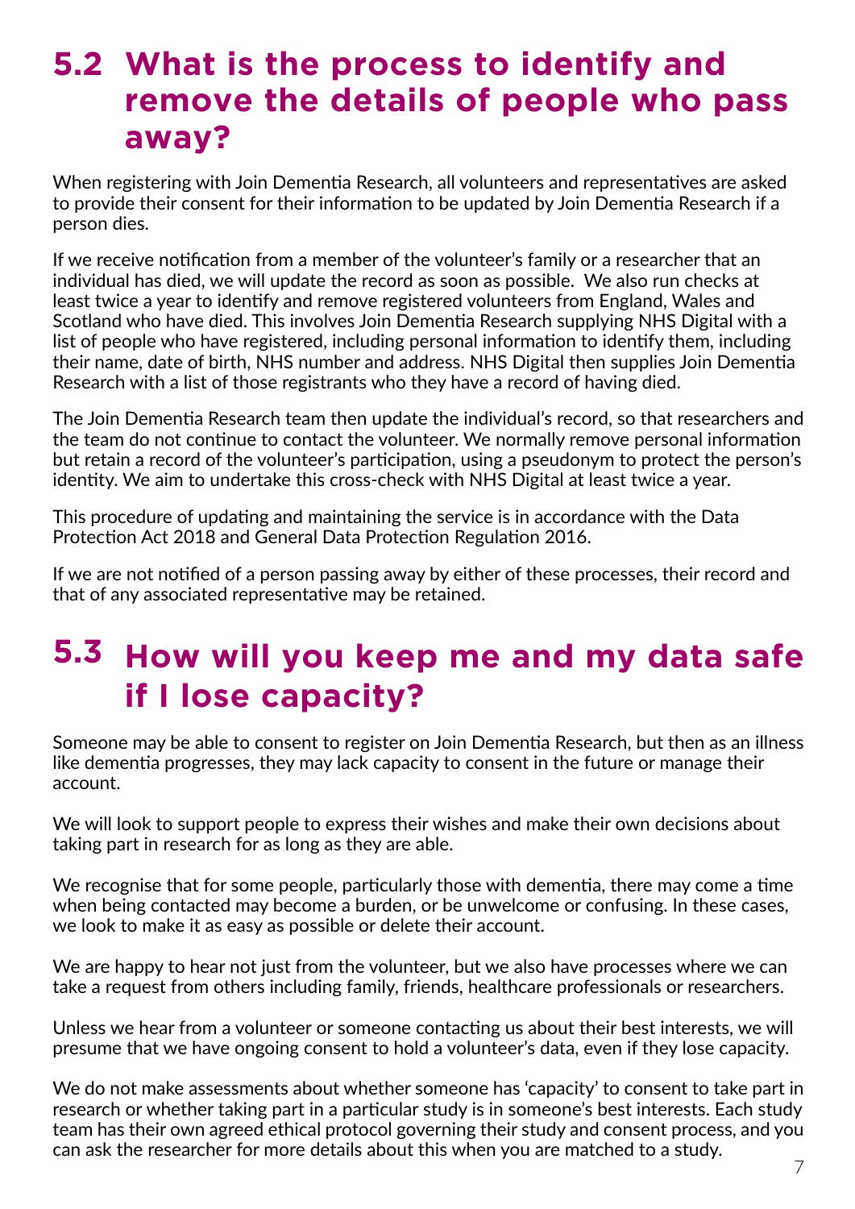## 5.2 What is the process to identify and remove the details of people who pass away?

When registering with Join Dementia Research, all volunteers and representatives are asked to provide their consent for their information to be updated by Join Dementia Research if a person dies.

If we receive notification from a member of the volunteer's family or a researcher that an individual has died, we will update the record as soon as possible.  We also run checks at least twice a year to identify and remove registered volunteers from England, Wales and Scotland who have died. This involves Join Dementia Research supplying NHS Digital with a list of people who have registered, including personal information to identify them, including their name, date of birth, NHS number and address. NHS Digital then supplies Join Dementia Research with a list of those registrants who they have a record of having died.

The Join Dementia Research team then update the individual's record, so that researchers and the team do not continue to contact the volunteer. We normally remove personal information but retain a record of the volunteer's participation, using a pseudonym to protect the person's identity. We aim to undertake this cross-check with NHS Digital at least twice a year.

This procedure of updating and maintaining the service is in accordance with the Data Protection Act 2018 and General Data Protection Regulation 2016.

If we are not notified of a person passing away by either of these processes, their record and that of any associated representative may be retained.

## 5.3 How will you keep me and my data safe if I lose capacity?

Someone may be able to consent to register on Join Dementia Research, but then as an illness like dementia progresses, they may lack capacity to consent in the future or manage their account.

We will look to support people to express their wishes and make their own decisions about taking part in research for as long as they are able.

We recognise that for some people, particularly those with dementia, there may come a time when being contacted may become a burden, or be unwelcome or confusing. In these cases, we look to make it as easy as possible or delete their account.

We are happy to hear not just from the volunteer, but we also have processes where we can take a request from others including family, friends, healthcare professionals or researchers.

Unless we hear from a volunteer or someone contacting us about their best interests, we will presume that we have ongoing consent to hold a volunteer's data, even if they lose capacity.

We do not make assessments about whether someone has 'capacity' to consent to take part in research or whether taking part in a particular study is in someone's best interests. Each study team has their own agreed ethical protocol governing their study and consent process, and you can ask the researcher for more details about this when you are matched to a study.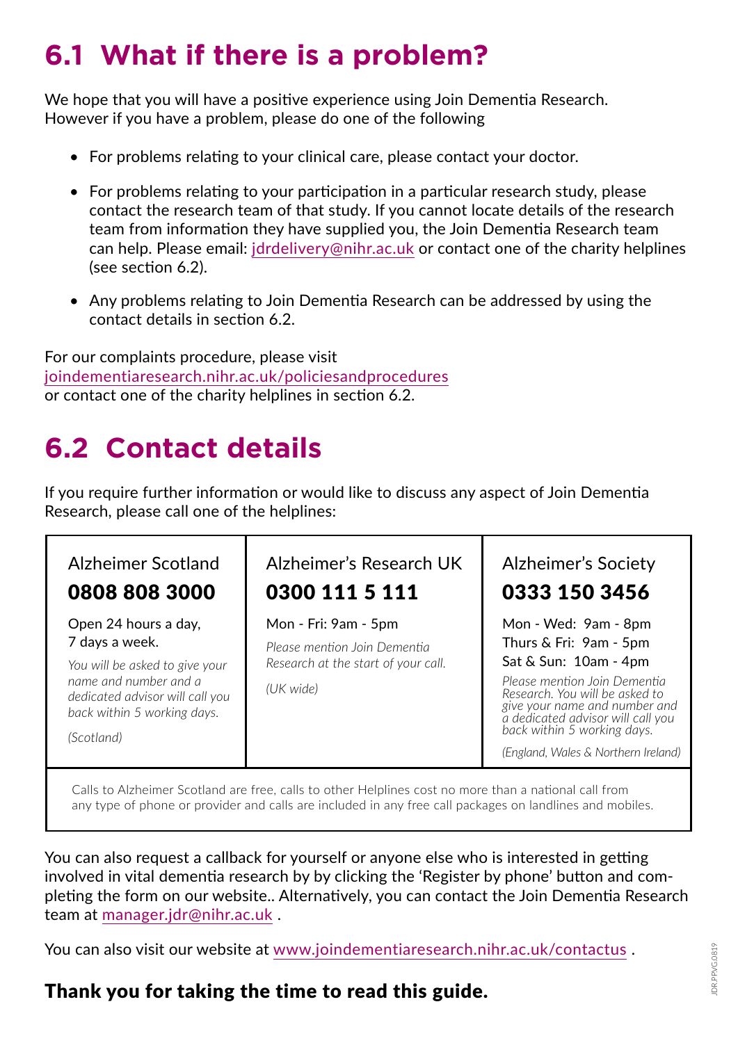## 6.1 What if there is a problem?

We hope that you will have a positive experience using Join Dementia Research. However if you have a problem, please do one of the following

- For problems relating to your clinical care, please contact your doctor.
- For problems relating to your participation in a particular research study, please contact the research team of that study. If you cannot locate details of the research team from information they have supplied you, the Join Dementia Research team can help. Please email: jdrdelivery@nihr.ac.uk or contact one of the charity helplines (see section 6.2).
- Any problems relating to Join Dementia Research can be addressed by using the contact details in section 6.2.

For our complaints procedure, please visit joindementiaresearch.nihr.ac.uk/policiesandprocedures or contact one of the charity helplines in section 6.2.

## 6.2 Contact details

If you require further information or would like to discuss any aspect of Join Dementia Research, please call one of the helplines:

| Alzheimer Scotland | Alzheimer's Research UK | Alzheimer's Society |
|---|---|---|
| **0808 808 3000** | **0300 111 5 111** | **0333 150 3456** |
| Open 24 hours a day, 7 days a week. | Mon - Fri: 9am - 5pm | Mon - Wed: 9am - 8pm<br>Thurs & Fri: 9am - 5pm<br>Sat & Sun: 10am - 4pm |
| *You will be asked to give your name and number and a dedicated advisor will call you back within 5 working days.* | *Please mention Join Dementia Research at the start of your call.* | *Please mention Join Dementia Research. You will be asked to give your name and number and a dedicated advisor will call you back within 5 working days.* |
| *(Scotland)* | *(UK wide)* | *(England, Wales & Northern Ireland)* |

Calls to Alzheimer Scotland are free, calls to other Helplines cost no more than a national call from any type of phone or provider and calls are included in any free call packages on landlines and mobiles.

You can also request a callback for yourself or anyone else who is interested in getting involved in vital dementia research by by clicking the 'Register by phone' button and completing the form on our website.. Alternatively, you can contact the Join Dementia Research team at manager.jdr@nihr.ac.uk .

You can also visit our website at www.joindementiaresearch.nihr.ac.uk/contactus .

### Thank you for taking the time to read this guide.

JDR.PPVG.0819